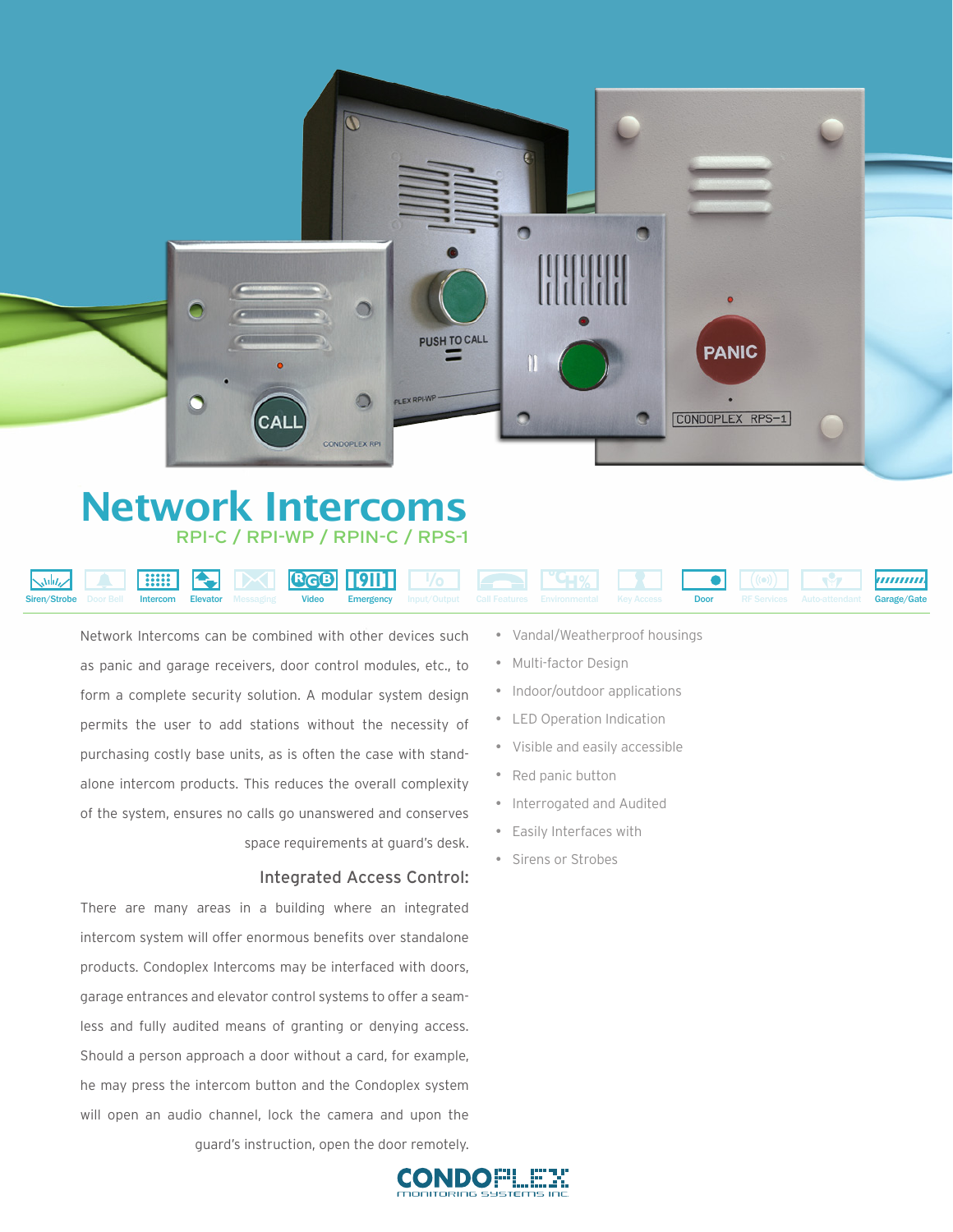# Network Intercoms

## RPI-C / RPI-WP / RPIN-C / RPS-1

Siren/Strobe | Door Bell | Intercom | Elevator | Messaging | Video | Emergency | Input/Output | Call Features | Environmental | Key Access | Door | RF Services | Auto-attendant | Garage/Gate

Network Intercoms can be combined with other devices such as panic and garage receivers, door control modules, etc., to form a complete security solution. A modular system design permits the user to add stations without the necessity of purchasing costly base units, as is often the case with stand-alone intercom products. This reduces the overall complexity of the system, ensures no calls go unanswered and conserves space requirements at guard's desk.

### Integrated Access Control:

There are many areas in a building where an integrated intercom system will offer enormous benefits over standalone products. Condoplex Intercoms may be interfaced with doors, garage entrances and elevator control systems to offer a seamless and fully audited means of granting or denying access. Should a person approach a door without a card, for example, he may press the intercom button and the Condoplex system will open an audio channel, lock the camera and upon the guard's instruction, open the door remotely.

- Vandal/Weatherproof housings
- Multi-factor Design
- Indoor/outdoor applications
- LED Operation Indication
- Visible and easily accessible
- Red panic button
- Interrogated and Audited
- Easily Interfaces with
- Sirens or Strobes

CONDOPLEX
MONITORING SYSTEMS INC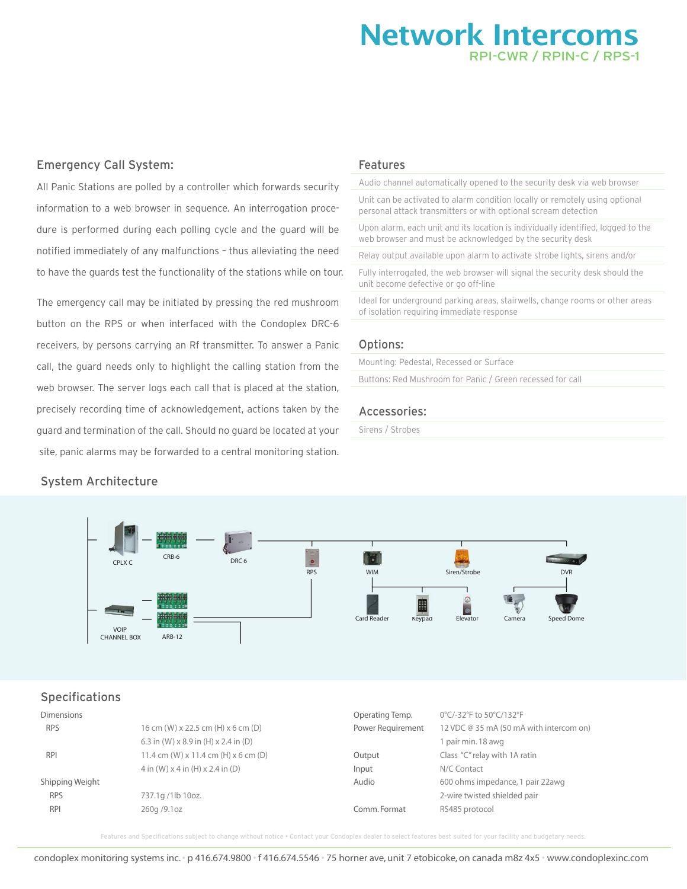# Network Intercoms

RPI-CWR / RPIN-C / RPS-1

## Emergency Call System:

All Panic Stations are polled by a controller which forwards security information to a web browser in sequence. An interrogation procedure is performed during each polling cycle and the guard will be notified immediately of any malfunctions – thus alleviating the need to have the guards test the functionality of the stations while on tour.

The emergency call may be initiated by pressing the red mushroom button on the RPS or when interfaced with the Condoplex DRC-6 receivers, by persons carrying an Rf transmitter. To answer a Panic call, the guard needs only to highlight the calling station from the web browser. The server logs each call that is placed at the station, precisely recording time of acknowledgement, actions taken by the guard and termination of the call. Should no guard be located at your site, panic alarms may be forwarded to a central monitoring station.

## Features

- Audio channel automatically opened to the security desk via web browser
- Unit can be activated to alarm condition locally or remotely using optional personal attack transmitters or with optional scream detection
- Upon alarm, each unit and its location is individually identified, logged to the web browser and must be acknowledged by the security desk
- Relay output available upon alarm to activate strobe lights, sirens and/or
- Fully interrogated, the web browser will signal the security desk should the unit become defective or go off-line
- Ideal for underground parking areas, stairwells, change rooms or other areas of isolation requiring immediate response

## Options:

- Mounting: Pedestal, Recessed or Surface
- Buttons: Red Mushroom for Panic / Green recessed for call

## Accessories:

- Sirens / Strobes

## System Architecture

CPLX C
CRB-6
DRC 6
RPS
WIM
Siren/Strobe
DVR
VOIP CHANNEL BOX
ARB-12
Card Reader
Keypad
Elevator
Camera
Speed Dome

## Specifications

| | | | |
|---|---|---|---|
| Dimensions | | Operating Temp. | 0°C/-32°F to 50°C/132°F |
| RPS | 16 cm (W) x 22.5 cm (H) x 6 cm (D) | Power Requirement | 12 VDC @ 35 mA (50 mA with intercom on) |
| | 6.3 in (W) x 8.9 in (H) x 2.4 in (D) | | 1 pair min. 18 awg |
| RPI | 11.4 cm (W) x 11.4 cm (H) x 6 cm (D) | Output | Class "C" relay with 1A ratin |
| | 4 in (W) x 4 in (H) x 2.4 in (D) | Input | N/C Contact |
| Shipping Weight | | Audio | 600 ohms impedance, 1 pair 22awg |
| RPS | 737.1g /1lb 10oz. | | 2-wire twisted shielded pair |
| RPI | 260g /9.1oz | Comm. Format | RS485 protocol |

Features and Specifications subject to change without notice • Contact your Condoplex dealer to select features best suited for your facility and budgetary needs.

condoplex monitoring systems inc. • p 416.674.9800 • f 416.674.5546 • 75 horner ave, unit 7 etobicoke, on canada m8z 4x5 • www.condoplexinc.com